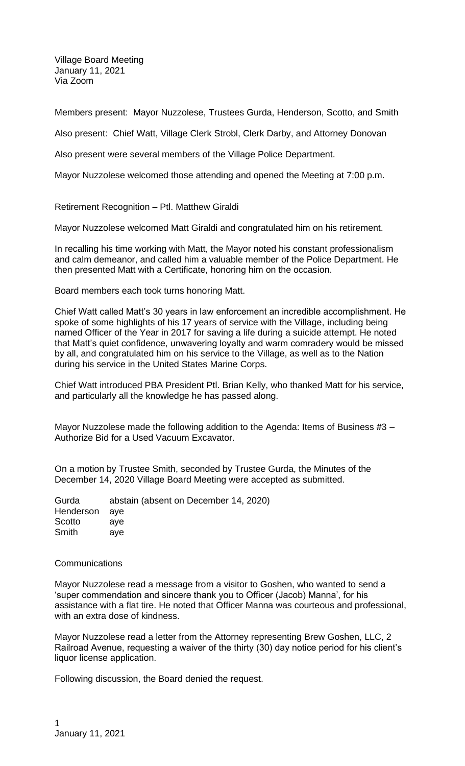Village Board Meeting
January 11, 2021
Via Zoom

Members present: Mayor Nuzzolese, Trustees Gurda, Henderson, Scotto, and Smith

Also present: Chief Watt, Village Clerk Strobl, Clerk Darby, and Attorney Donovan

Also present were several members of the Village Police Department.

Mayor Nuzzolese welcomed those attending and opened the Meeting at 7:00 p.m.

Retirement Recognition – Ptl. Matthew Giraldi

Mayor Nuzzolese welcomed Matt Giraldi and congratulated him on his retirement.

In recalling his time working with Matt, the Mayor noted his constant professionalism and calm demeanor, and called him a valuable member of the Police Department. He then presented Matt with a Certificate, honoring him on the occasion.

Board members each took turns honoring Matt.

Chief Watt called Matt's 30 years in law enforcement an incredible accomplishment. He spoke of some highlights of his 17 years of service with the Village, including being named Officer of the Year in 2017 for saving a life during a suicide attempt. He noted that Matt's quiet confidence, unwavering loyalty and warm comradery would be missed by all, and congratulated him on his service to the Village, as well as to the Nation during his service in the United States Marine Corps.

Chief Watt introduced PBA President Ptl. Brian Kelly, who thanked Matt for his service, and particularly all the knowledge he has passed along.

Mayor Nuzzolese made the following addition to the Agenda: Items of Business #3 – Authorize Bid for a Used Vacuum Excavator.

On a motion by Trustee Smith, seconded by Trustee Gurda, the Minutes of the December 14, 2020 Village Board Meeting were accepted as submitted.

| | |
|---|---|
| Gurda | abstain (absent on December 14, 2020) |
| Henderson | aye |
| Scotto | aye |
| Smith | aye |

Communications

Mayor Nuzzolese read a message from a visitor to Goshen, who wanted to send a 'super commendation and sincere thank you to Officer (Jacob) Manna', for his assistance with a flat tire. He noted that Officer Manna was courteous and professional, with an extra dose of kindness.

Mayor Nuzzolese read a letter from the Attorney representing Brew Goshen, LLC, 2 Railroad Avenue, requesting a waiver of the thirty (30) day notice period for his client's liquor license application.

Following discussion, the Board denied the request.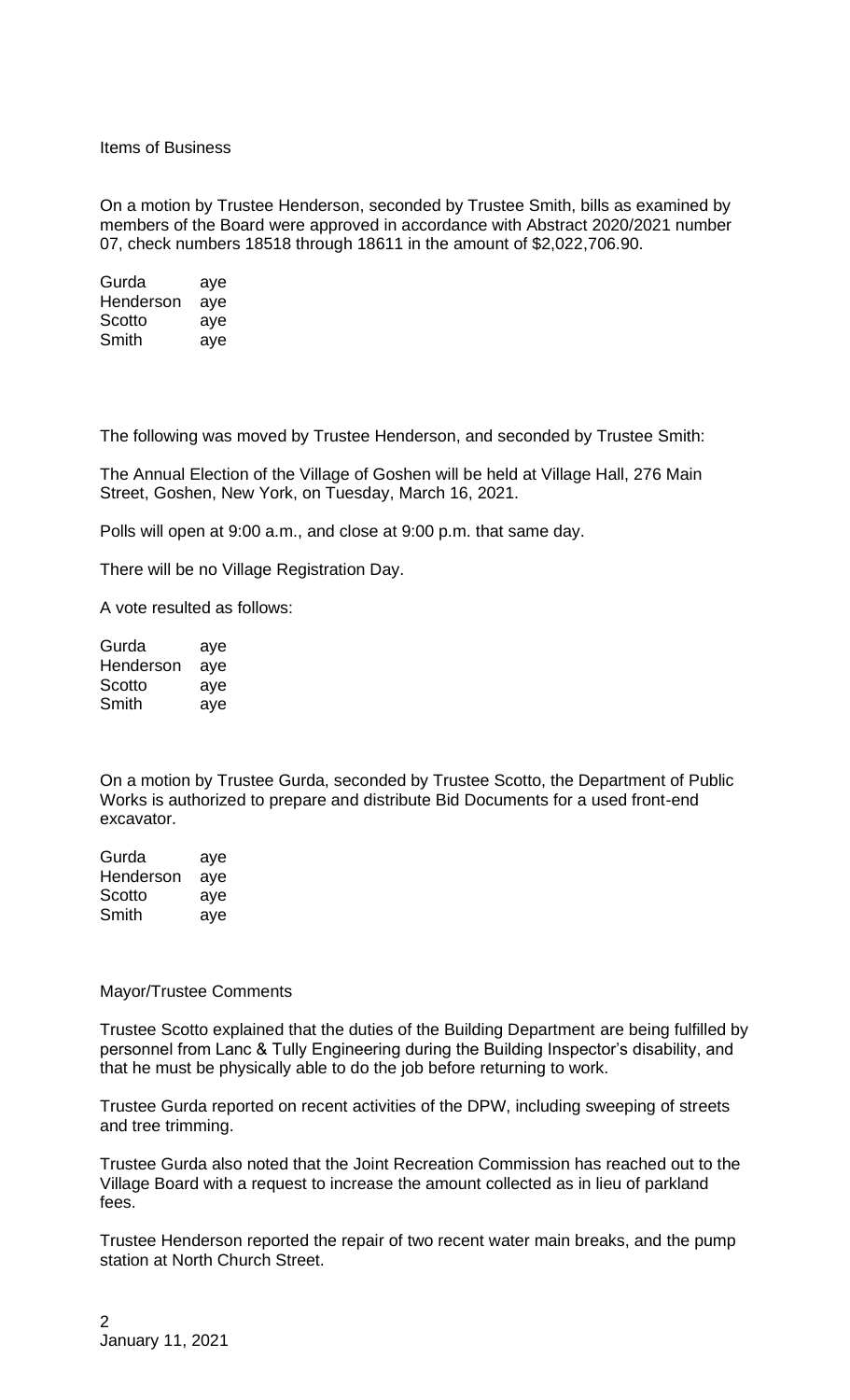Items of Business

On a motion by Trustee Henderson, seconded by Trustee Smith, bills as examined by members of the Board were approved in accordance with Abstract 2020/2021 number 07, check numbers 18518 through 18611 in the amount of $2,022,706.90.

| | |
|---|---|
| Gurda | aye |
| Henderson | aye |
| Scotto | aye |
| Smith | aye |

The following was moved by Trustee Henderson, and seconded by Trustee Smith:

The Annual Election of the Village of Goshen will be held at Village Hall, 276 Main Street, Goshen, New York, on Tuesday, March 16, 2021.

Polls will open at 9:00 a.m., and close at 9:00 p.m. that same day.

There will be no Village Registration Day.

A vote resulted as follows:

| | |
|---|---|
| Gurda | aye |
| Henderson | aye |
| Scotto | aye |
| Smith | aye |

On a motion by Trustee Gurda, seconded by Trustee Scotto, the Department of Public Works is authorized to prepare and distribute Bid Documents for a used front-end excavator.

| | |
|---|---|
| Gurda | aye |
| Henderson | aye |
| Scotto | aye |
| Smith | aye |

Mayor/Trustee Comments

Trustee Scotto explained that the duties of the Building Department are being fulfilled by personnel from Lanc & Tully Engineering during the Building Inspector's disability, and that he must be physically able to do the job before returning to work.

Trustee Gurda reported on recent activities of the DPW, including sweeping of streets and tree trimming.

Trustee Gurda also noted that the Joint Recreation Commission has reached out to the Village Board with a request to increase the amount collected as in lieu of parkland fees.

Trustee Henderson reported the repair of two recent water main breaks, and the pump station at North Church Street.

January 11, 2021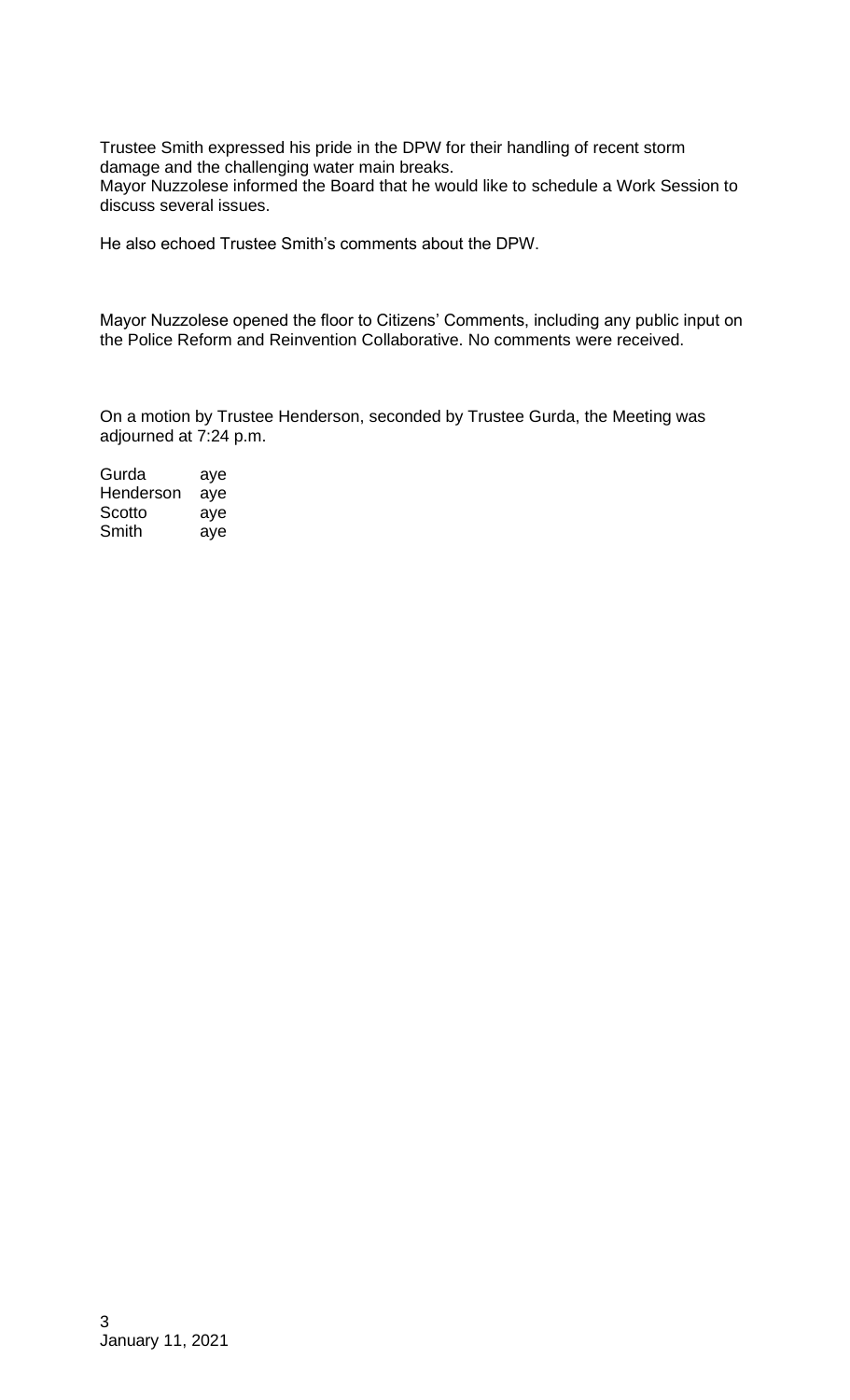Trustee Smith expressed his pride in the DPW for their handling of recent storm damage and the challenging water main breaks.
Mayor Nuzzolese informed the Board that he would like to schedule a Work Session to discuss several issues.

He also echoed Trustee Smith's comments about the DPW.

Mayor Nuzzolese opened the floor to Citizens' Comments, including any public input on the Police Reform and Reinvention Collaborative. No comments were received.

On a motion by Trustee Henderson, seconded by Trustee Gurda, the Meeting was adjourned at 7:24 p.m.

| | |
|---|---|
| Gurda | aye |
| Henderson | aye |
| Scotto | aye |
| Smith | aye |

January 11, 2021